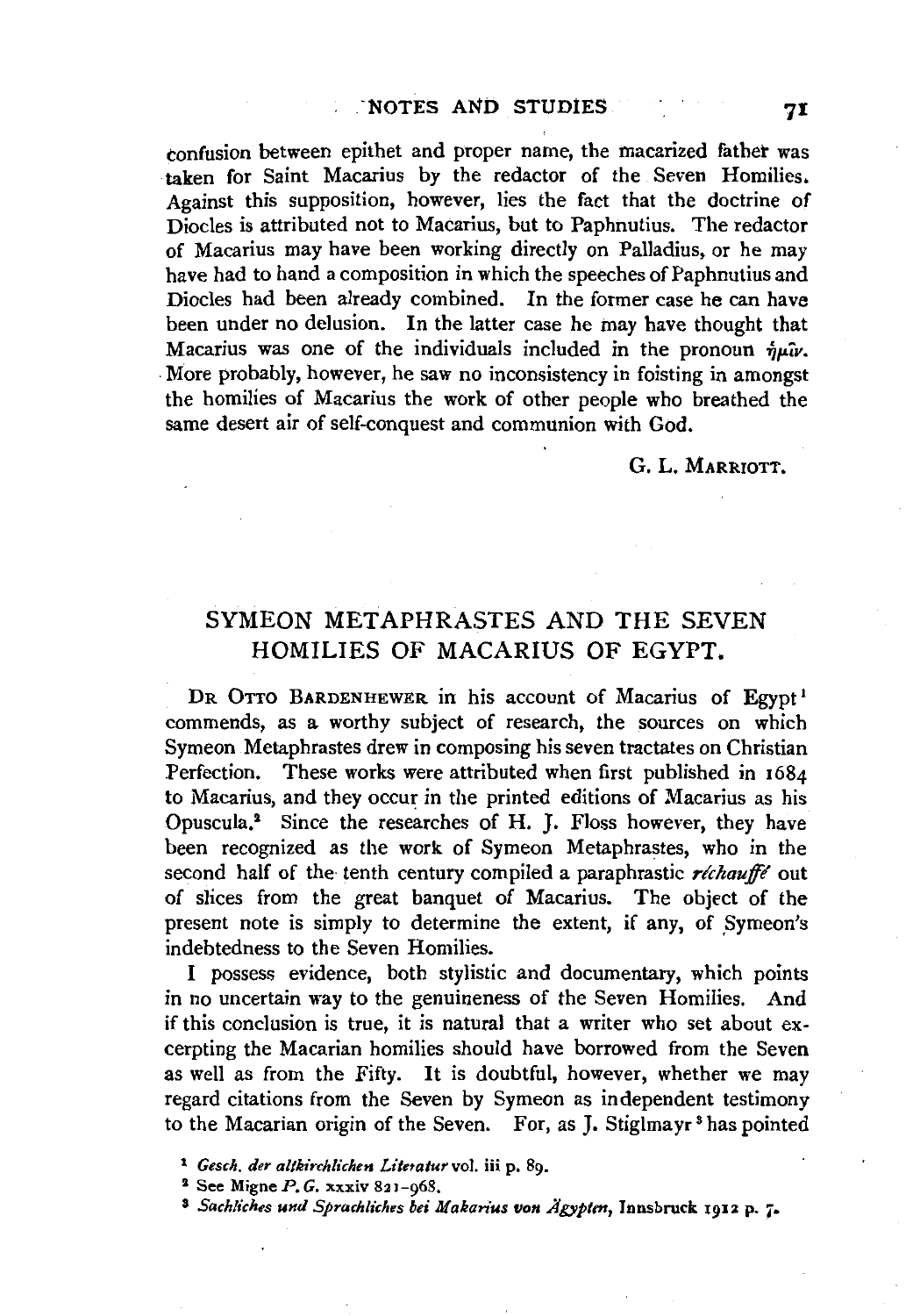confusion between epithet and proper name, the macarized father was taken for Saint Macarius by the redactor of the Seven Homilies. Against this supposition, however, lies the fact that the doctrine of Diocles is attributed not to Macarius, but to Paphnutius. The redactor of Macarius may have been working directly on Palladius, or he may have had to hand a composition in which the speeches of Paphnutius and Diocles had been already combined. In the former case he can have been under no delusion. In the latter case he may have thought that Macarius was one of the individuals included in the pronoun ἡμῖν. More probably, however, he saw no inconsistency in foisting in amongst the homilies of Macarius the work of other people who breathed the same desert air of self-conquest and communion with God.

G. L. MARRIOTT.

## SYMEON METAPHRASTES AND THE SEVEN HOMILIES OF MACARIUS OF EGYPT.

DR OTTO BARDENHEWER in his account of Macarius of Egypt[1] commends, as a worthy subject of research, the sources on which Symeon Metaphrastes drew in composing his seven tractates on Christian Perfection. These works were attributed when first published in 1684 to Macarius, and they occur in the printed editions of Macarius as his Opuscula.[2] Since the researches of H. J. Floss however, they have been recognized as the work of Symeon Metaphrastes, who in the second half of the tenth century compiled a paraphrastic *réchauffé* out of slices from the great banquet of Macarius. The object of the present note is simply to determine the extent, if any, of Symeon's indebtedness to the Seven Homilies.

I possess evidence, both stylistic and documentary, which points in no uncertain way to the genuineness of the Seven Homilies. And if this conclusion is true, it is natural that a writer who set about excerpting the Macarian homilies should have borrowed from the Seven as well as from the Fifty. It is doubtful, however, whether we may regard citations from the Seven by Symeon as independent testimony to the Macarian origin of the Seven. For, as J. Stiglmayr[3] has pointed

[1] *Gesch. der altkirchlichen Literatur* vol. iii p. 89.

[2] See Migne *P. G.* xxxiv 821–968.

[3] *Sachliches und Sprachliches bei Makarius von Ägypten*, Innsbruck 1912 p. 7.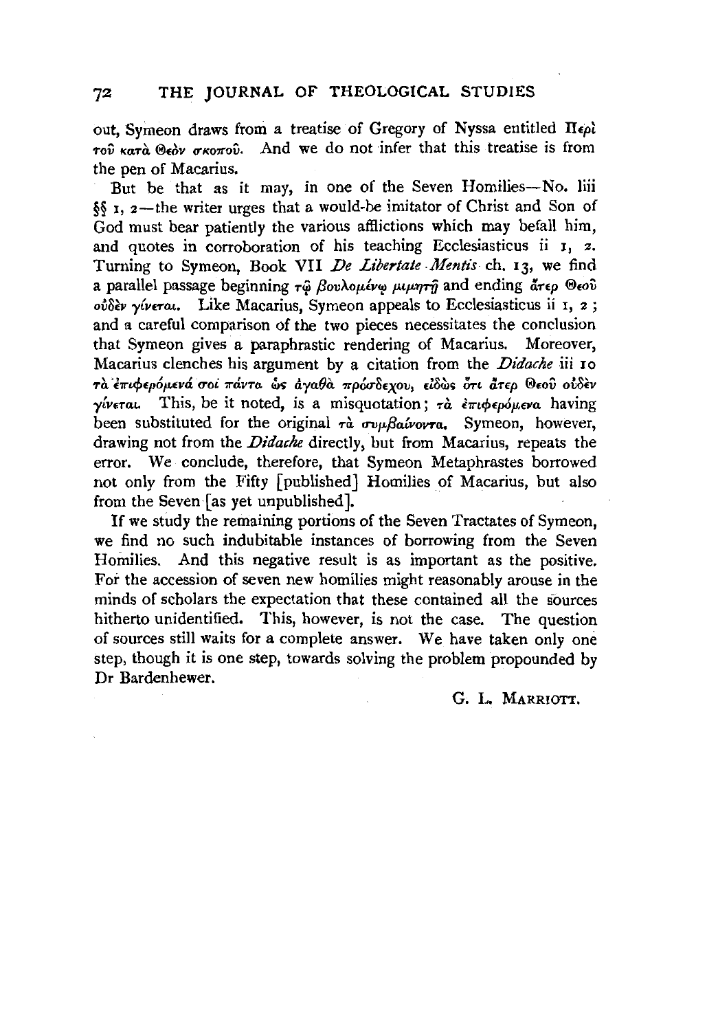out, Symeon draws from a treatise of Gregory of Nyssa entitled Περὶ τοῦ κατὰ Θεὸν σκοποῦ. And we do not infer that this treatise is from the pen of Macarius.

But be that as it may, in one of the Seven Homilies—No. liii §§ 1, 2—the writer urges that a would-be imitator of Christ and Son of God must bear patiently the various afflictions which may befall him, and quotes in corroboration of his teaching Ecclesiasticus ii 1, 2. Turning to Symeon, Book VII *De Libertate Mentis* ch. 13, we find a parallel passage beginning τῷ βουλομένῳ μιμητῇ and ending ἄτερ Θεοῦ οὐδὲν γίνεται. Like Macarius, Symeon appeals to Ecclesiasticus ii 1, 2; and a careful comparison of the two pieces necessitates the conclusion that Symeon gives a paraphrastic rendering of Macarius. Moreover, Macarius clenches his argument by a citation from the *Didache* iii 10 τὰ ἐπιφερόμενά σοι πάντα ὡς ἀγαθὰ πρόσδεχου, εἰδὼς ὅτι ἄτερ Θεοῦ οὐδὲν γίνεται. This, be it noted, is a misquotation; τὰ ἐπιφερόμενα having been substituted for the original τὰ συμβαίνοντα. Symeon, however, drawing not from the *Didache* directly, but from Macarius, repeats the error. We conclude, therefore, that Symeon Metaphrastes borrowed not only from the Fifty [published] Homilies of Macarius, but also from the Seven [as yet unpublished].

If we study the remaining portions of the Seven Tractates of Symeon, we find no such indubitable instances of borrowing from the Seven Homilies. And this negative result is as important as the positive. For the accession of seven new homilies might reasonably arouse in the minds of scholars the expectation that these contained all the sources hitherto unidentified. This, however, is not the case. The question of sources still waits for a complete answer. We have taken only one step, though it is one step, towards solving the problem propounded by Dr Bardenhewer.

G. L. MARRIOTT.